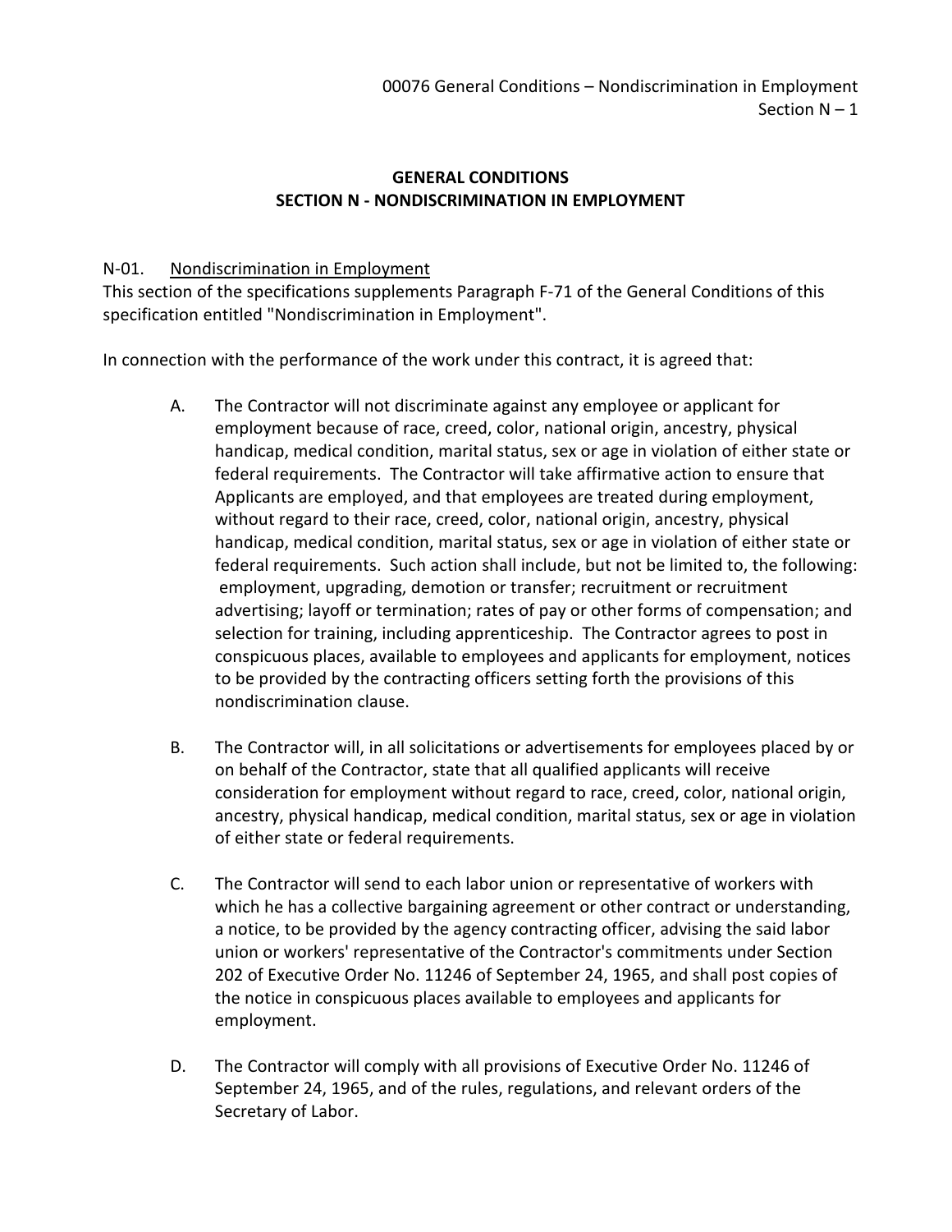# GENERAL CONDITIONS
## SECTION N - NONDISCRIMINATION IN EMPLOYMENT

N-01. Nondiscrimination in Employment

This section of the specifications supplements Paragraph F-71 of the General Conditions of this specification entitled "Nondiscrimination in Employment".

In connection with the performance of the work under this contract, it is agreed that:

A. The Contractor will not discriminate against any employee or applicant for employment because of race, creed, color, national origin, ancestry, physical handicap, medical condition, marital status, sex or age in violation of either state or federal requirements. The Contractor will take affirmative action to ensure that Applicants are employed, and that employees are treated during employment, without regard to their race, creed, color, national origin, ancestry, physical handicap, medical condition, marital status, sex or age in violation of either state or federal requirements. Such action shall include, but not be limited to, the following: employment, upgrading, demotion or transfer; recruitment or recruitment advertising; layoff or termination; rates of pay or other forms of compensation; and selection for training, including apprenticeship. The Contractor agrees to post in conspicuous places, available to employees and applicants for employment, notices to be provided by the contracting officers setting forth the provisions of this nondiscrimination clause.

B. The Contractor will, in all solicitations or advertisements for employees placed by or on behalf of the Contractor, state that all qualified applicants will receive consideration for employment without regard to race, creed, color, national origin, ancestry, physical handicap, medical condition, marital status, sex or age in violation of either state or federal requirements.

C. The Contractor will send to each labor union or representative of workers with which he has a collective bargaining agreement or other contract or understanding, a notice, to be provided by the agency contracting officer, advising the said labor union or workers' representative of the Contractor's commitments under Section 202 of Executive Order No. 11246 of September 24, 1965, and shall post copies of the notice in conspicuous places available to employees and applicants for employment.

D. The Contractor will comply with all provisions of Executive Order No. 11246 of September 24, 1965, and of the rules, regulations, and relevant orders of the Secretary of Labor.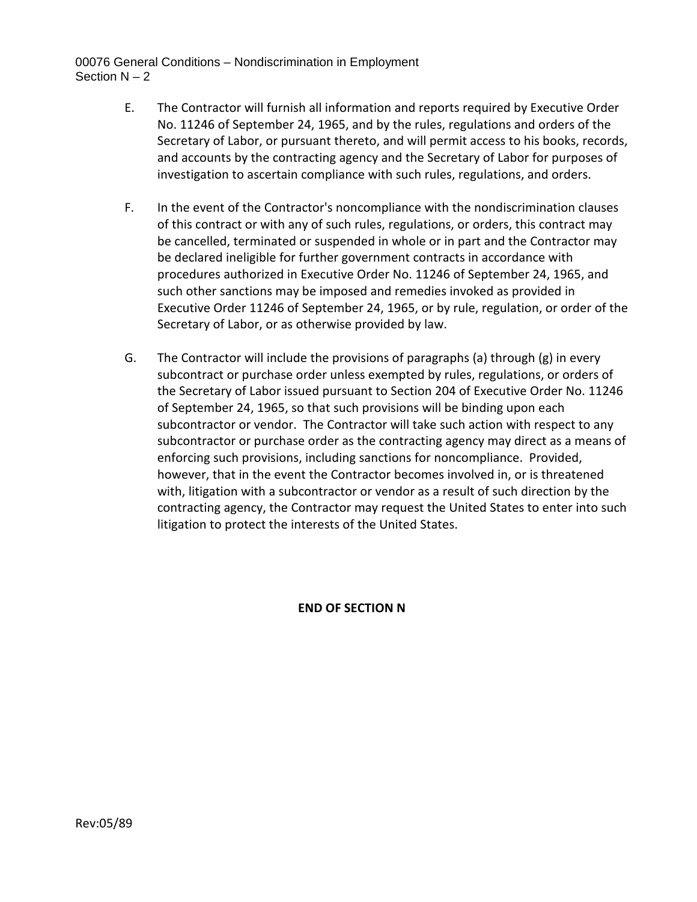E. The Contractor will furnish all information and reports required by Executive Order No. 11246 of September 24, 1965, and by the rules, regulations and orders of the Secretary of Labor, or pursuant thereto, and will permit access to his books, records, and accounts by the contracting agency and the Secretary of Labor for purposes of investigation to ascertain compliance with such rules, regulations, and orders.

F. In the event of the Contractor's noncompliance with the nondiscrimination clauses of this contract or with any of such rules, regulations, or orders, this contract may be cancelled, terminated or suspended in whole or in part and the Contractor may be declared ineligible for further government contracts in accordance with procedures authorized in Executive Order No. 11246 of September 24, 1965, and such other sanctions may be imposed and remedies invoked as provided in Executive Order 11246 of September 24, 1965, or by rule, regulation, or order of the Secretary of Labor, or as otherwise provided by law.

G. The Contractor will include the provisions of paragraphs (a) through (g) in every subcontract or purchase order unless exempted by rules, regulations, or orders of the Secretary of Labor issued pursuant to Section 204 of Executive Order No. 11246 of September 24, 1965, so that such provisions will be binding upon each subcontractor or vendor. The Contractor will take such action with respect to any subcontractor or purchase order as the contracting agency may direct as a means of enforcing such provisions, including sanctions for noncompliance. Provided, however, that in the event the Contractor becomes involved in, or is threatened with, litigation with a subcontractor or vendor as a result of such direction by the contracting agency, the Contractor may request the United States to enter into such litigation to protect the interests of the United States.

**END OF SECTION N**

Rev:05/89